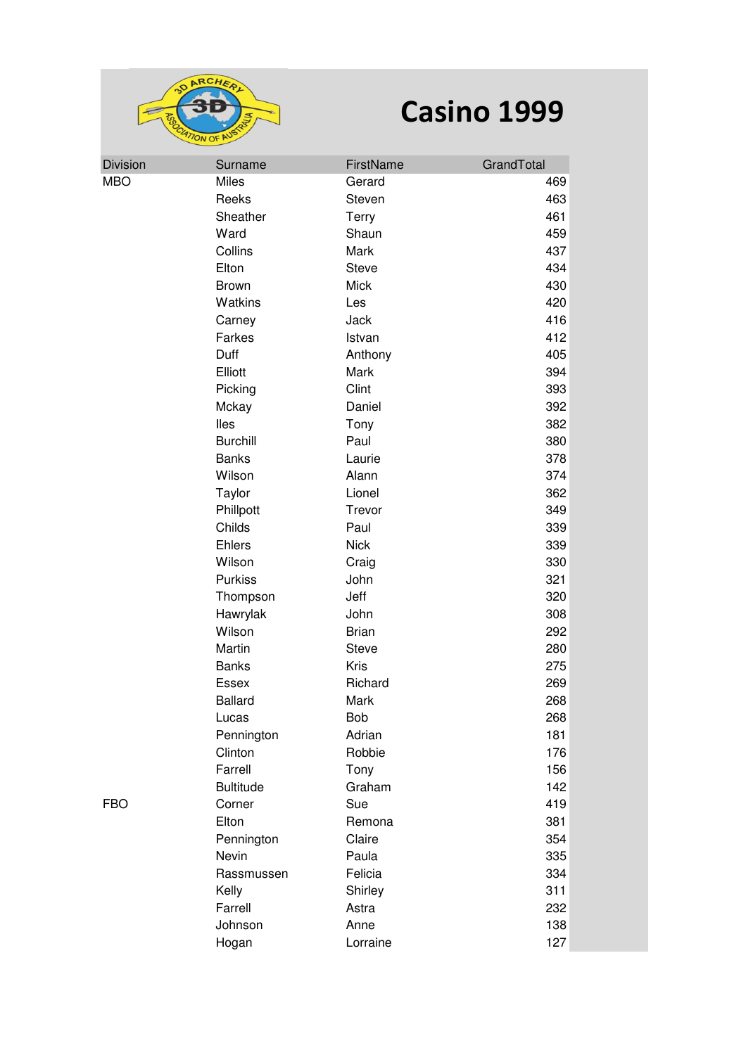# Casino 1999

| Division | Surname | FirstName | GrandTotal |
|---|---|---|---|
| MBO | Miles | Gerard | 469 |
| | Reeks | Steven | 463 |
| | Sheather | Terry | 461 |
| | Ward | Shaun | 459 |
| | Collins | Mark | 437 |
| | Elton | Steve | 434 |
| | Brown | Mick | 430 |
| | Watkins | Les | 420 |
| | Carney | Jack | 416 |
| | Farkes | Istvan | 412 |
| | Duff | Anthony | 405 |
| | Elliott | Mark | 394 |
| | Picking | Clint | 393 |
| | Mckay | Daniel | 392 |
| | Iles | Tony | 382 |
| | Burchill | Paul | 380 |
| | Banks | Laurie | 378 |
| | Wilson | Alann | 374 |
| | Taylor | Lionel | 362 |
| | Phillpott | Trevor | 349 |
| | Childs | Paul | 339 |
| | Ehlers | Nick | 339 |
| | Wilson | Craig | 330 |
| | Purkiss | John | 321 |
| | Thompson | Jeff | 320 |
| | Hawrylak | John | 308 |
| | Wilson | Brian | 292 |
| | Martin | Steve | 280 |
| | Banks | Kris | 275 |
| | Essex | Richard | 269 |
| | Ballard | Mark | 268 |
| | Lucas | Bob | 268 |
| | Pennington | Adrian | 181 |
| | Clinton | Robbie | 176 |
| | Farrell | Tony | 156 |
| | Bultitude | Graham | 142 |
| FBO | Corner | Sue | 419 |
| | Elton | Remona | 381 |
| | Pennington | Claire | 354 |
| | Nevin | Paula | 335 |
| | Rassmussen | Felicia | 334 |
| | Kelly | Shirley | 311 |
| | Farrell | Astra | 232 |
| | Johnson | Anne | 138 |
| | Hogan | Lorraine | 127 |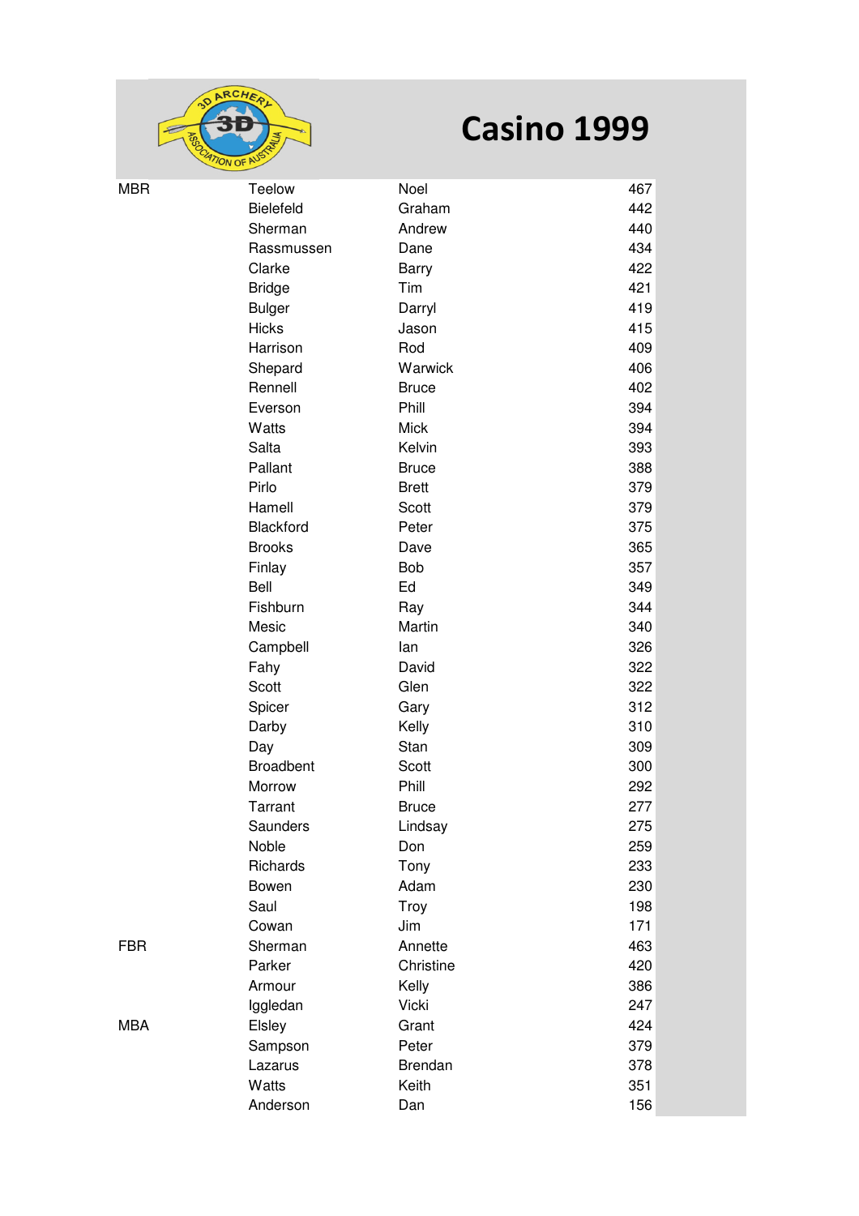# Casino 1999

| | | | |
|---|---|---|---|
| MBR | Teelow | Noel | 467 |
| | Bielefeld | Graham | 442 |
| | Sherman | Andrew | 440 |
| | Rassmussen | Dane | 434 |
| | Clarke | Barry | 422 |
| | Bridge | Tim | 421 |
| | Bulger | Darryl | 419 |
| | Hicks | Jason | 415 |
| | Harrison | Rod | 409 |
| | Shepard | Warwick | 406 |
| | Rennell | Bruce | 402 |
| | Everson | Phill | 394 |
| | Watts | Mick | 394 |
| | Salta | Kelvin | 393 |
| | Pallant | Bruce | 388 |
| | Pirlo | Brett | 379 |
| | Hamell | Scott | 379 |
| | Blackford | Peter | 375 |
| | Brooks | Dave | 365 |
| | Finlay | Bob | 357 |
| | Bell | Ed | 349 |
| | Fishburn | Ray | 344 |
| | Mesic | Martin | 340 |
| | Campbell | Ian | 326 |
| | Fahy | David | 322 |
| | Scott | Glen | 322 |
| | Spicer | Gary | 312 |
| | Darby | Kelly | 310 |
| | Day | Stan | 309 |
| | Broadbent | Scott | 300 |
| | Morrow | Phill | 292 |
| | Tarrant | Bruce | 277 |
| | Saunders | Lindsay | 275 |
| | Noble | Don | 259 |
| | Richards | Tony | 233 |
| | Bowen | Adam | 230 |
| | Saul | Troy | 198 |
| | Cowan | Jim | 171 |
| FBR | Sherman | Annette | 463 |
| | Parker | Christine | 420 |
| | Armour | Kelly | 386 |
| | Iggledan | Vicki | 247 |
| MBA | Elsley | Grant | 424 |
| | Sampson | Peter | 379 |
| | Lazarus | Brendan | 378 |
| | Watts | Keith | 351 |
| | Anderson | Dan | 156 |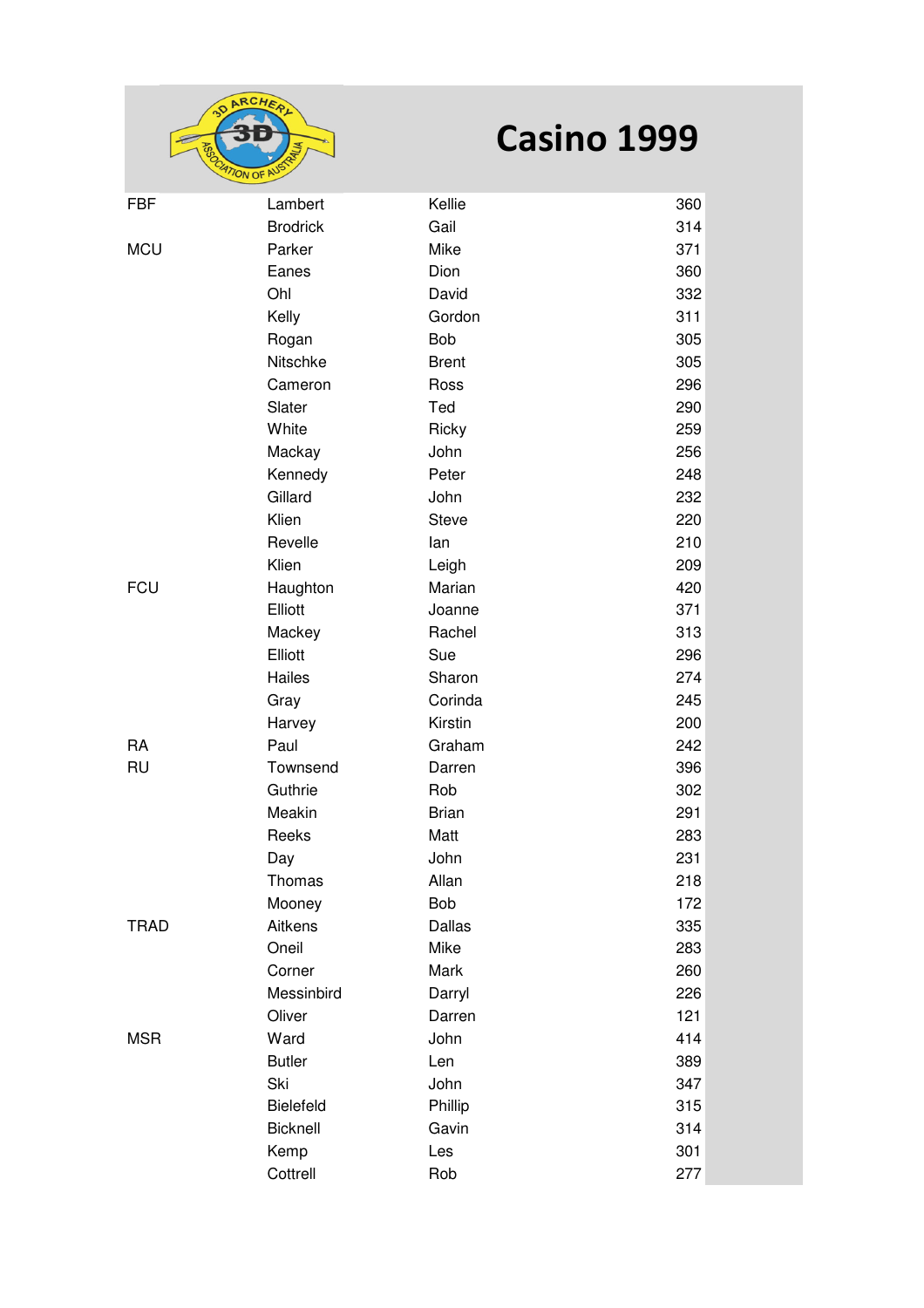# Casino 1999

| | | | |
|---|---|---|---|
| FBF | Lambert | Kellie | 360 |
| | Brodrick | Gail | 314 |
| MCU | Parker | Mike | 371 |
| | Eanes | Dion | 360 |
| | Ohl | David | 332 |
| | Kelly | Gordon | 311 |
| | Rogan | Bob | 305 |
| | Nitschke | Brent | 305 |
| | Cameron | Ross | 296 |
| | Slater | Ted | 290 |
| | White | Ricky | 259 |
| | Mackay | John | 256 |
| | Kennedy | Peter | 248 |
| | Gillard | John | 232 |
| | Klien | Steve | 220 |
| | Revelle | Ian | 210 |
| | Klien | Leigh | 209 |
| FCU | Haughton | Marian | 420 |
| | Elliott | Joanne | 371 |
| | Mackey | Rachel | 313 |
| | Elliott | Sue | 296 |
| | Hailes | Sharon | 274 |
| | Gray | Corinda | 245 |
| | Harvey | Kirstin | 200 |
| RA | Paul | Graham | 242 |
| RU | Townsend | Darren | 396 |
| | Guthrie | Rob | 302 |
| | Meakin | Brian | 291 |
| | Reeks | Matt | 283 |
| | Day | John | 231 |
| | Thomas | Allan | 218 |
| | Mooney | Bob | 172 |
| TRAD | Aitkens | Dallas | 335 |
| | Oneil | Mike | 283 |
| | Corner | Mark | 260 |
| | Messinbird | Darryl | 226 |
| | Oliver | Darren | 121 |
| MSR | Ward | John | 414 |
| | Butler | Len | 389 |
| | Ski | John | 347 |
| | Bielefeld | Phillip | 315 |
| | Bicknell | Gavin | 314 |
| | Kemp | Les | 301 |
| | Cottrell | Rob | 277 |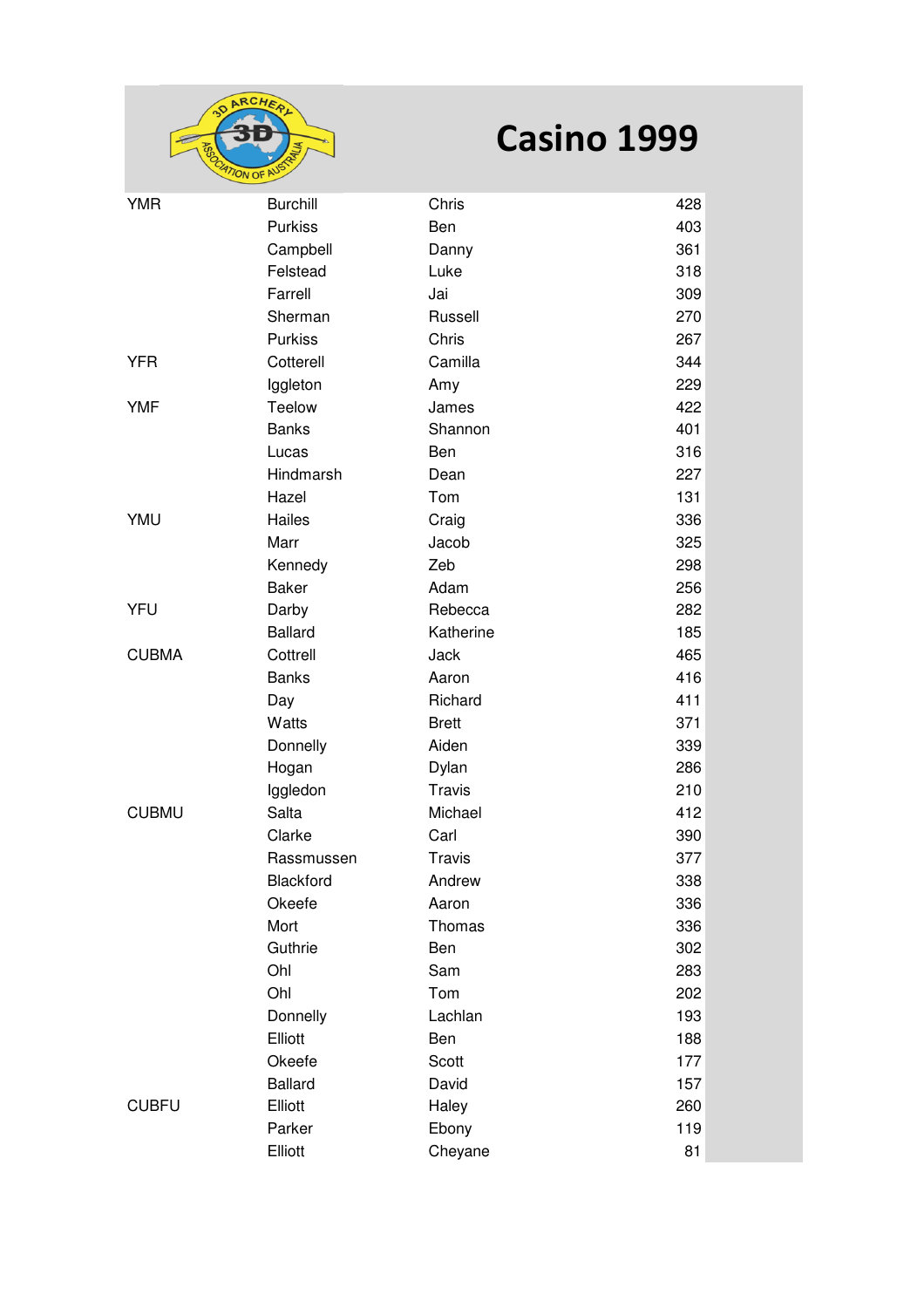# Casino 1999

| | | | |
|---|---|---|---|
| YMR | Burchill | Chris | 428 |
| | Purkiss | Ben | 403 |
| | Campbell | Danny | 361 |
| | Felstead | Luke | 318 |
| | Farrell | Jai | 309 |
| | Sherman | Russell | 270 |
| | Purkiss | Chris | 267 |
| YFR | Cotterell | Camilla | 344 |
| | Iggleton | Amy | 229 |
| YMF | Teelow | James | 422 |
| | Banks | Shannon | 401 |
| | Lucas | Ben | 316 |
| | Hindmarsh | Dean | 227 |
| | Hazel | Tom | 131 |
| YMU | Hailes | Craig | 336 |
| | Marr | Jacob | 325 |
| | Kennedy | Zeb | 298 |
| | Baker | Adam | 256 |
| YFU | Darby | Rebecca | 282 |
| | Ballard | Katherine | 185 |
| CUBMA | Cottrell | Jack | 465 |
| | Banks | Aaron | 416 |
| | Day | Richard | 411 |
| | Watts | Brett | 371 |
| | Donnelly | Aiden | 339 |
| | Hogan | Dylan | 286 |
| | Iggledon | Travis | 210 |
| CUBMU | Salta | Michael | 412 |
| | Clarke | Carl | 390 |
| | Rassmussen | Travis | 377 |
| | Blackford | Andrew | 338 |
| | Okeefe | Aaron | 336 |
| | Mort | Thomas | 336 |
| | Guthrie | Ben | 302 |
| | Ohl | Sam | 283 |
| | Ohl | Tom | 202 |
| | Donnelly | Lachlan | 193 |
| | Elliott | Ben | 188 |
| | Okeefe | Scott | 177 |
| | Ballard | David | 157 |
| CUBFU | Elliott | Haley | 260 |
| | Parker | Ebony | 119 |
| | Elliott | Cheyane | 81 |